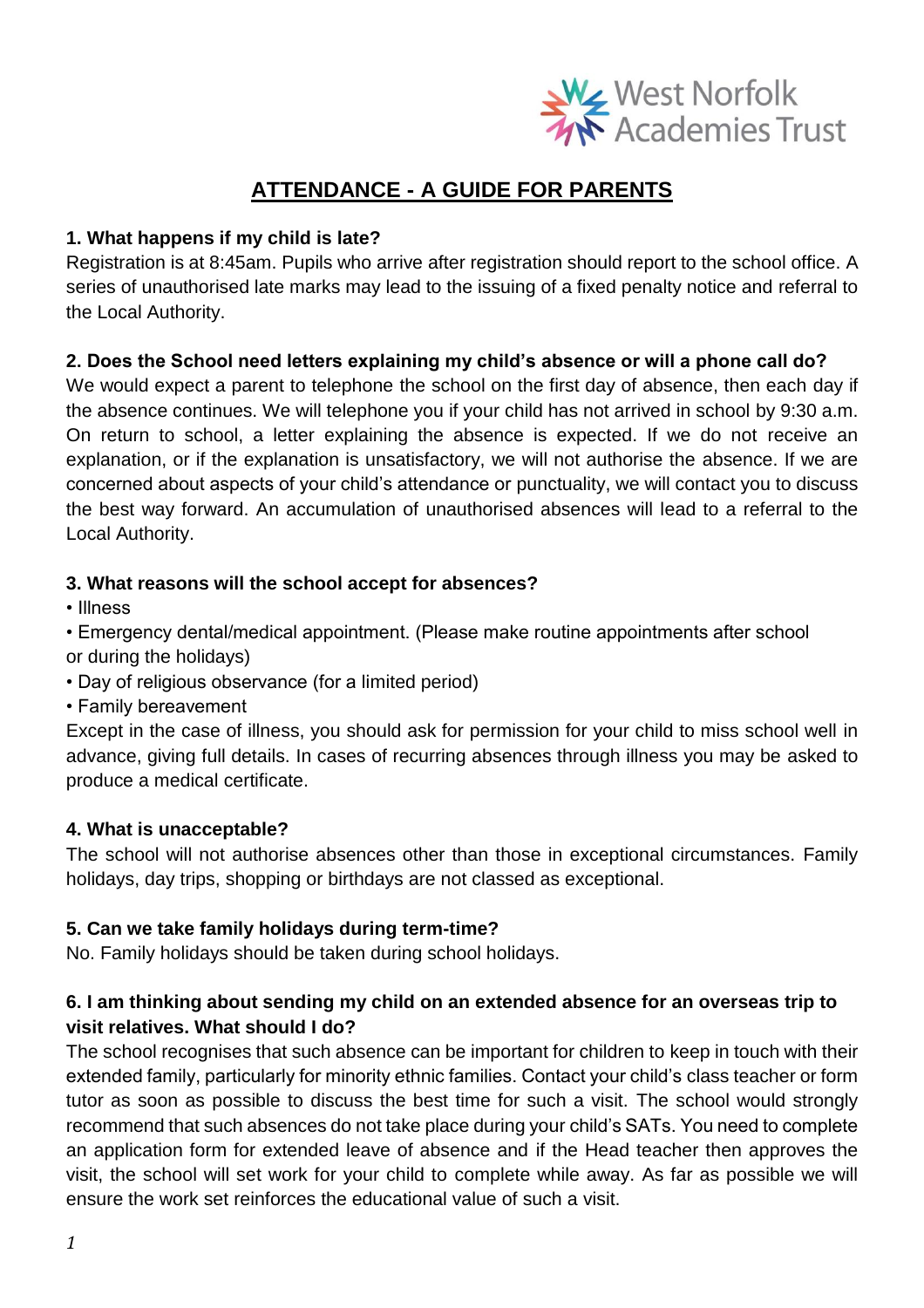# ATTENDANCE - A GUIDE FOR PARENTS

**1. What happens if my child is late?**

Registration is at 8:45am. Pupils who arrive after registration should report to the school office. A series of unauthorised late marks may lead to the issuing of a fixed penalty notice and referral to the Local Authority.

**2. Does the School need letters explaining my child's absence or will a phone call do?**

We would expect a parent to telephone the school on the first day of absence, then each day if the absence continues. We will telephone you if your child has not arrived in school by 9:30 a.m. On return to school, a letter explaining the absence is expected. If we do not receive an explanation, or if the explanation is unsatisfactory, we will not authorise the absence. If we are concerned about aspects of your child's attendance or punctuality, we will contact you to discuss the best way forward. An accumulation of unauthorised absences will lead to a referral to the Local Authority.

**3. What reasons will the school accept for absences?**

- Illness
- Emergency dental/medical appointment. (Please make routine appointments after school or during the holidays)
- Day of religious observance (for a limited period)
- Family bereavement

Except in the case of illness, you should ask for permission for your child to miss school well in advance, giving full details. In cases of recurring absences through illness you may be asked to produce a medical certificate.

**4. What is unacceptable?**

The school will not authorise absences other than those in exceptional circumstances. Family holidays, day trips, shopping or birthdays are not classed as exceptional.

**5. Can we take family holidays during term-time?**

No. Family holidays should be taken during school holidays.

**6. I am thinking about sending my child on an extended absence for an overseas trip to visit relatives. What should I do?**

The school recognises that such absence can be important for children to keep in touch with their extended family, particularly for minority ethnic families. Contact your child's class teacher or form tutor as soon as possible to discuss the best time for such a visit. The school would strongly recommend that such absences do not take place during your child's SATs. You need to complete an application form for extended leave of absence and if the Head teacher then approves the visit, the school will set work for your child to complete while away. As far as possible we will ensure the work set reinforces the educational value of such a visit.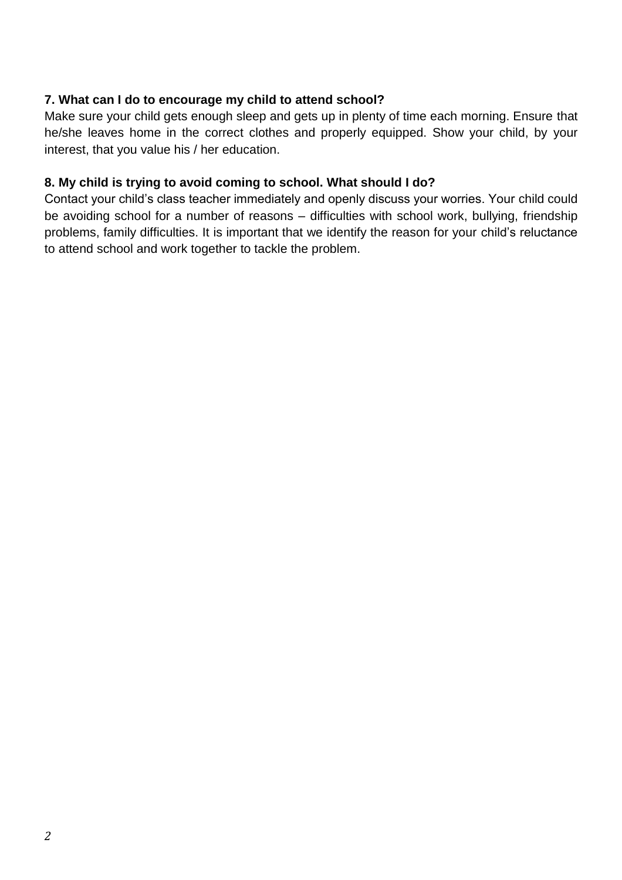**7. What can I do to encourage my child to attend school?**

Make sure your child gets enough sleep and gets up in plenty of time each morning. Ensure that he/she leaves home in the correct clothes and properly equipped. Show your child, by your interest, that you value his / her education.

**8. My child is trying to avoid coming to school. What should I do?**

Contact your child's class teacher immediately and openly discuss your worries. Your child could be avoiding school for a number of reasons – difficulties with school work, bullying, friendship problems, family difficulties. It is important that we identify the reason for your child's reluctance to attend school and work together to tackle the problem.